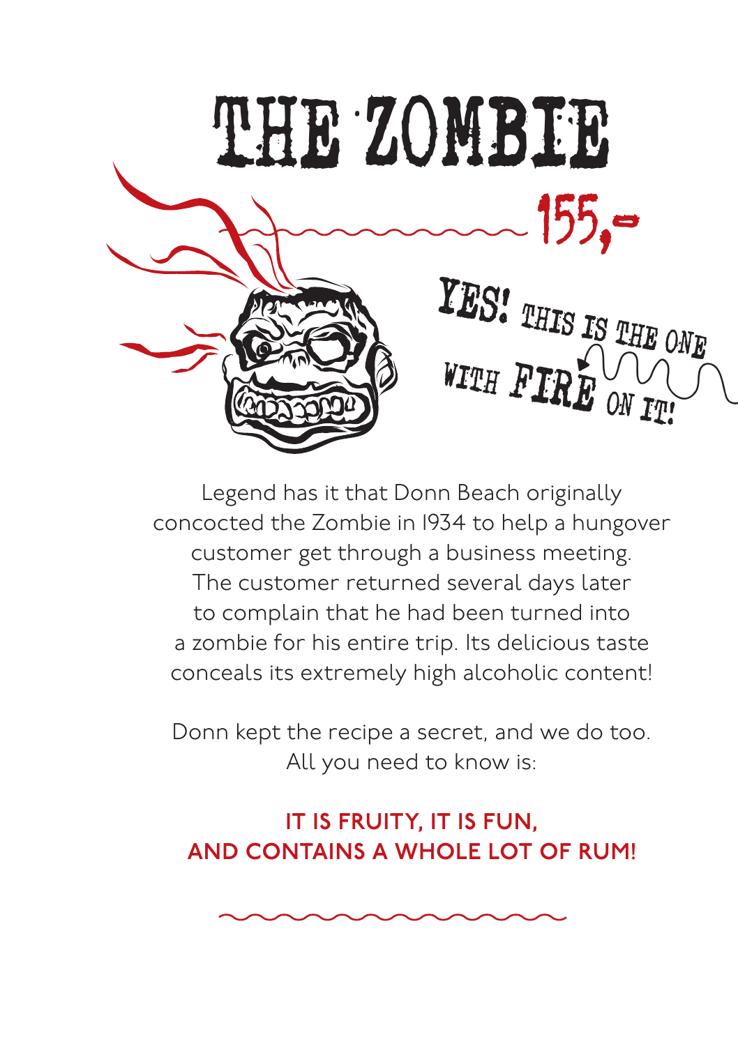# THE ZOMBIE

155,-

YES! THIS IS THE ONE WITH FIRE ON IT!

Legend has it that Donn Beach originally concocted the Zombie in 1934 to help a hungover customer get through a business meeting. The customer returned several days later to complain that he had been turned into a zombie for his entire trip. Its delicious taste conceals its extremely high alcoholic content!

Donn kept the recipe a secret, and we do too. All you need to know is:

**IT IS FRUITY, IT IS FUN, AND CONTAINS A WHOLE LOT OF RUM!**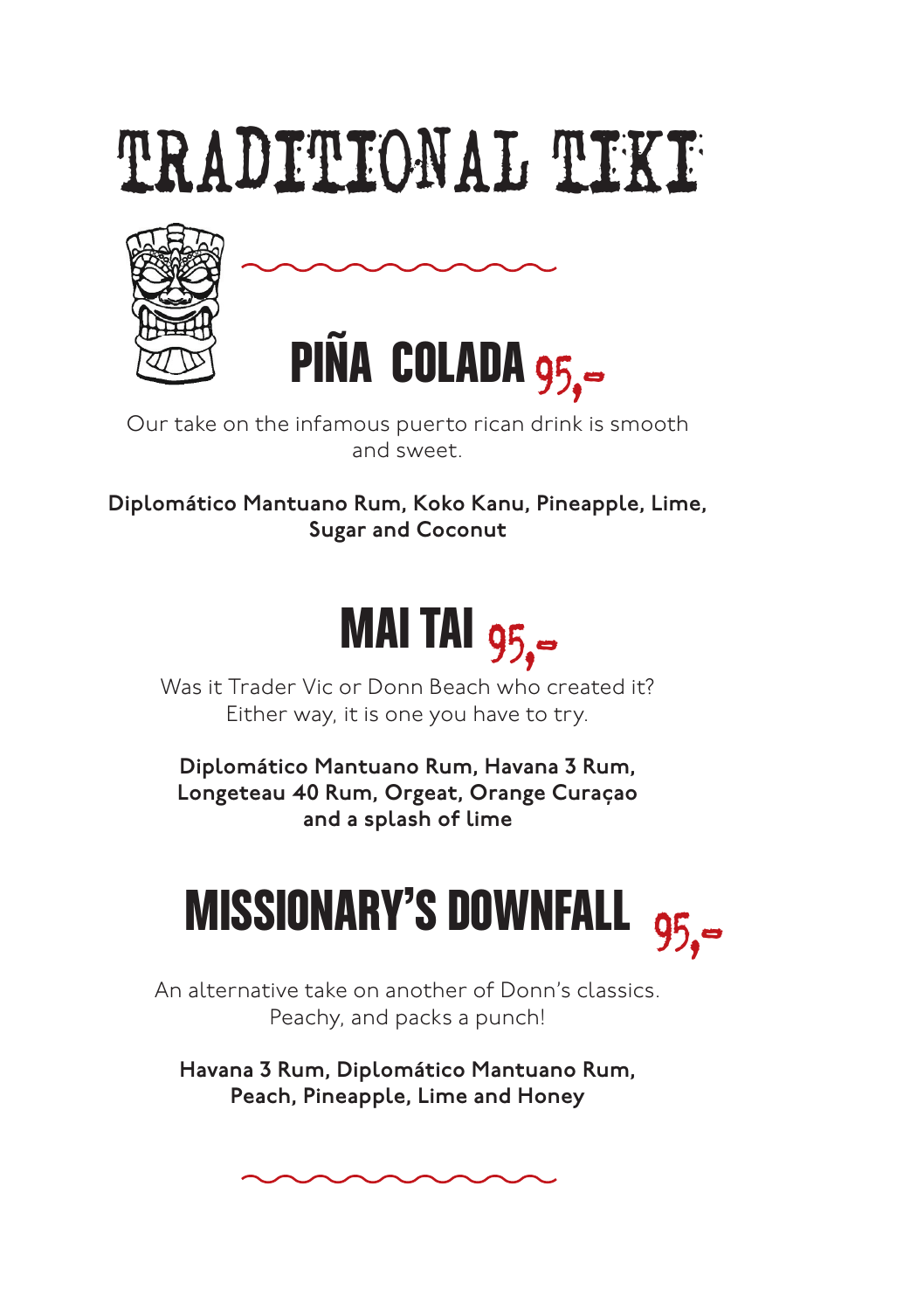# TRADITIONAL TIKI

## PIÑA COLADA 95,-

Our take on the infamous puerto rican drink is smooth and sweet.

**Diplomático Mantuano Rum, Koko Kanu, Pineapple, Lime, Sugar and Coconut**

## MAI TAI 95,-

Was it Trader Vic or Donn Beach who created it? Either way, it is one you have to try.

**Diplomático Mantuano Rum, Havana 3 Rum, Longeteau 40 Rum, Orgeat, Orange Curaçao and a splash of lime**

## MISSIONARY'S DOWNFALL 95,-

An alternative take on another of Donn's classics. Peachy, and packs a punch!

**Havana 3 Rum, Diplomático Mantuano Rum, Peach, Pineapple, Lime and Honey**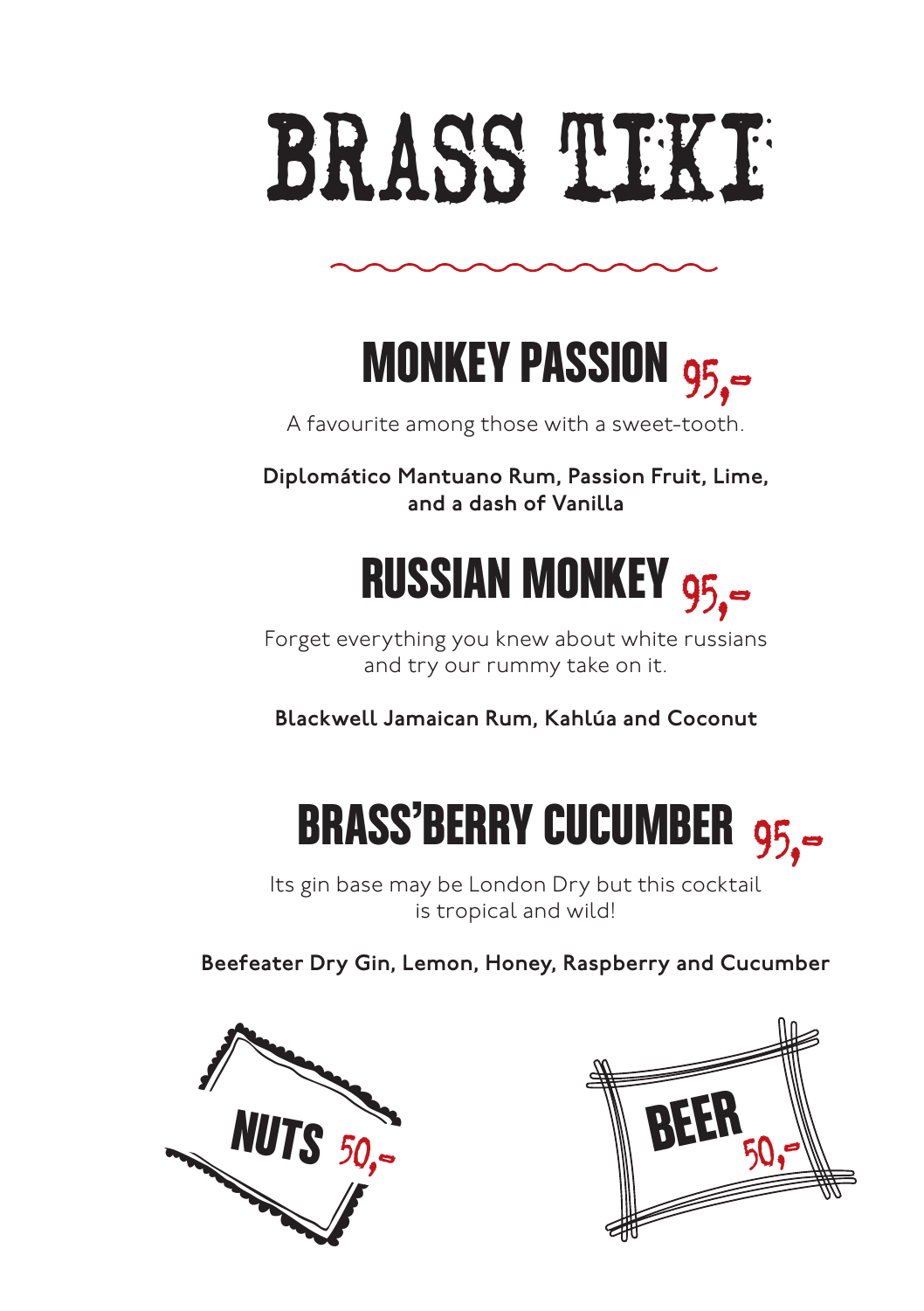# BRASS TIKI

## MONKEY PASSION 95,-

A favourite among those with a sweet-tooth.

**Diplomático Mantuano Rum, Passion Fruit, Lime, and a dash of Vanilla**

## RUSSIAN MONKEY 95,-

Forget everything you knew about white russians and try our rummy take on it.

**Blackwell Jamaican Rum, Kahlúa and Coconut**

## BRASS'BERRY CUCUMBER 95,-

Its gin base may be London Dry but this cocktail is tropical and wild!

**Beefeater Dry Gin, Lemon, Honey, Raspberry and Cucumber**

**NUTS** 50,-

**BEER** 50,-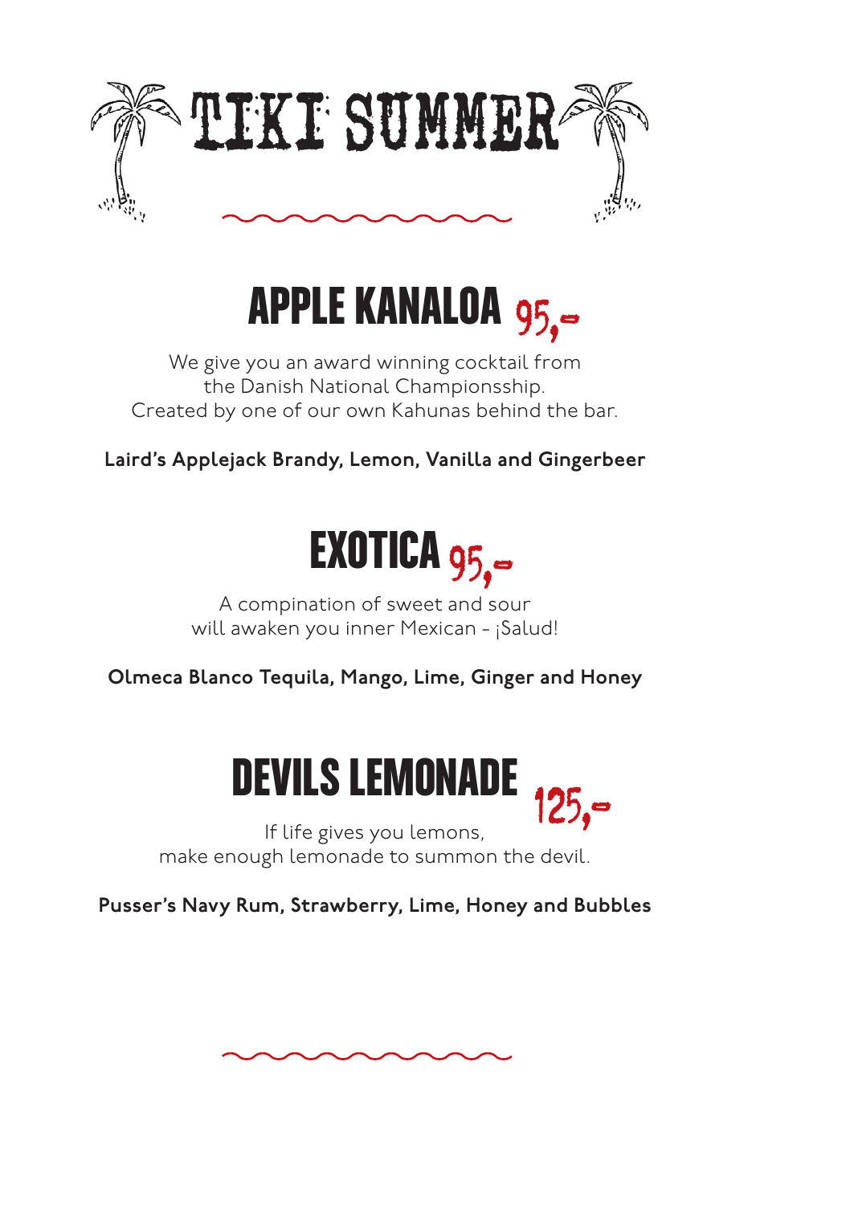# TIKI SUMMER

## APPLE KANALOA 95,-

We give you an award winning cocktail from
the Danish National Championsship.
Created by one of our own Kahunas behind the bar.

**Laird's Applejack Brandy, Lemon, Vanilla and Gingerbeer**

## EXOTICA 95,-

A compination of sweet and sour
will awaken you inner Mexican - ¡Salud!

**Olmeca Blanco Tequila, Mango, Lime, Ginger and Honey**

## DEVILS LEMONADE 125,-

If life gives you lemons,
make enough lemonade to summon the devil.

**Pusser's Navy Rum, Strawberry, Lime, Honey and Bubbles**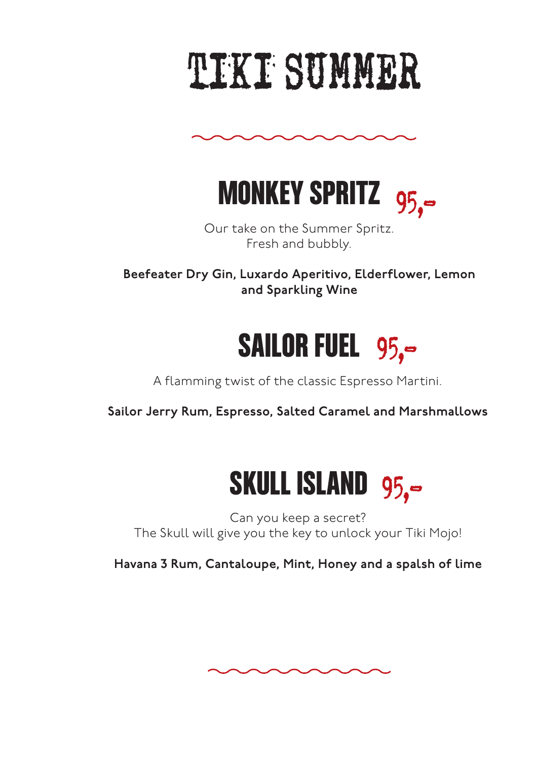# TIKI SUMMER

## MONKEY SPRITZ 95,-

Our take on the Summer Spritz.
Fresh and bubbly.

**Beefeater Dry Gin, Luxardo Aperitivo, Elderflower, Lemon and Sparkling Wine**

## SAILOR FUEL 95,-

A flamming twist of the classic Espresso Martini.

**Sailor Jerry Rum, Espresso, Salted Caramel and Marshmallows**

## SKULL ISLAND 95,-

Can you keep a secret?
The Skull will give you the key to unlock your Tiki Mojo!

**Havana 3 Rum, Cantaloupe, Mint, Honey and a spalsh of lime**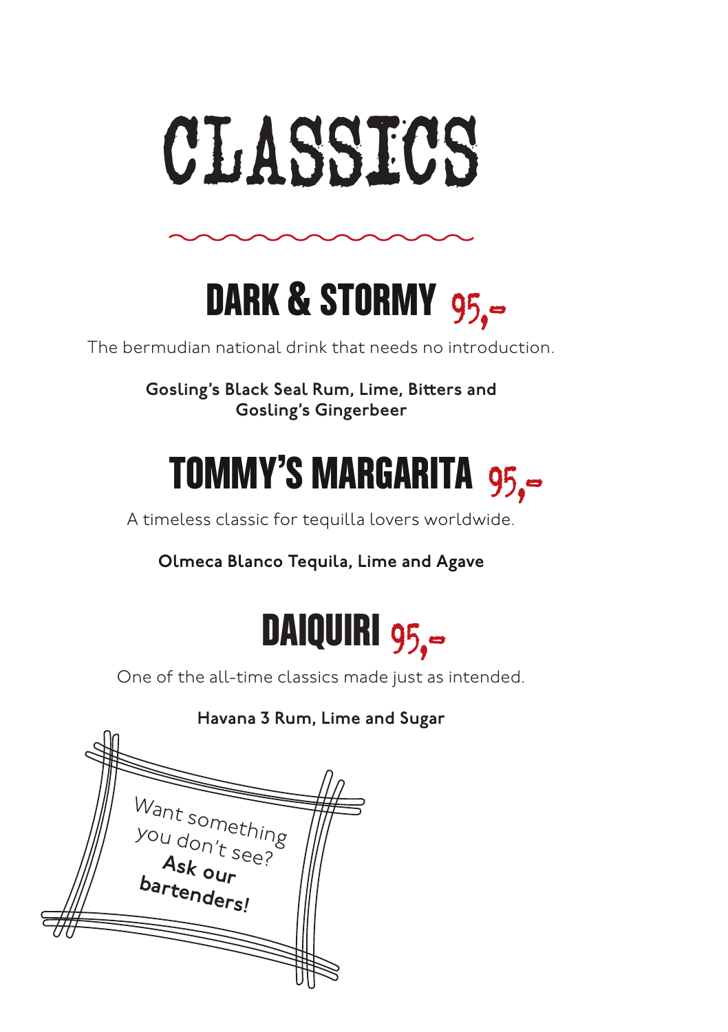# CLASSICS

## DARK & STORMY 95,-

The bermudian national drink that needs no introduction.

**Gosling's Black Seal Rum, Lime, Bitters and Gosling's Gingerbeer**

## TOMMY'S MARGARITA 95,-

A timeless classic for tequilla lovers worldwide.

**Olmeca Blanco Tequila, Lime and Agave**

## DAIQUIRI 95,-

One of the all-time classics made just as intended.

**Havana 3 Rum, Lime and Sugar**

Want something you don't see? **Ask our bartenders!**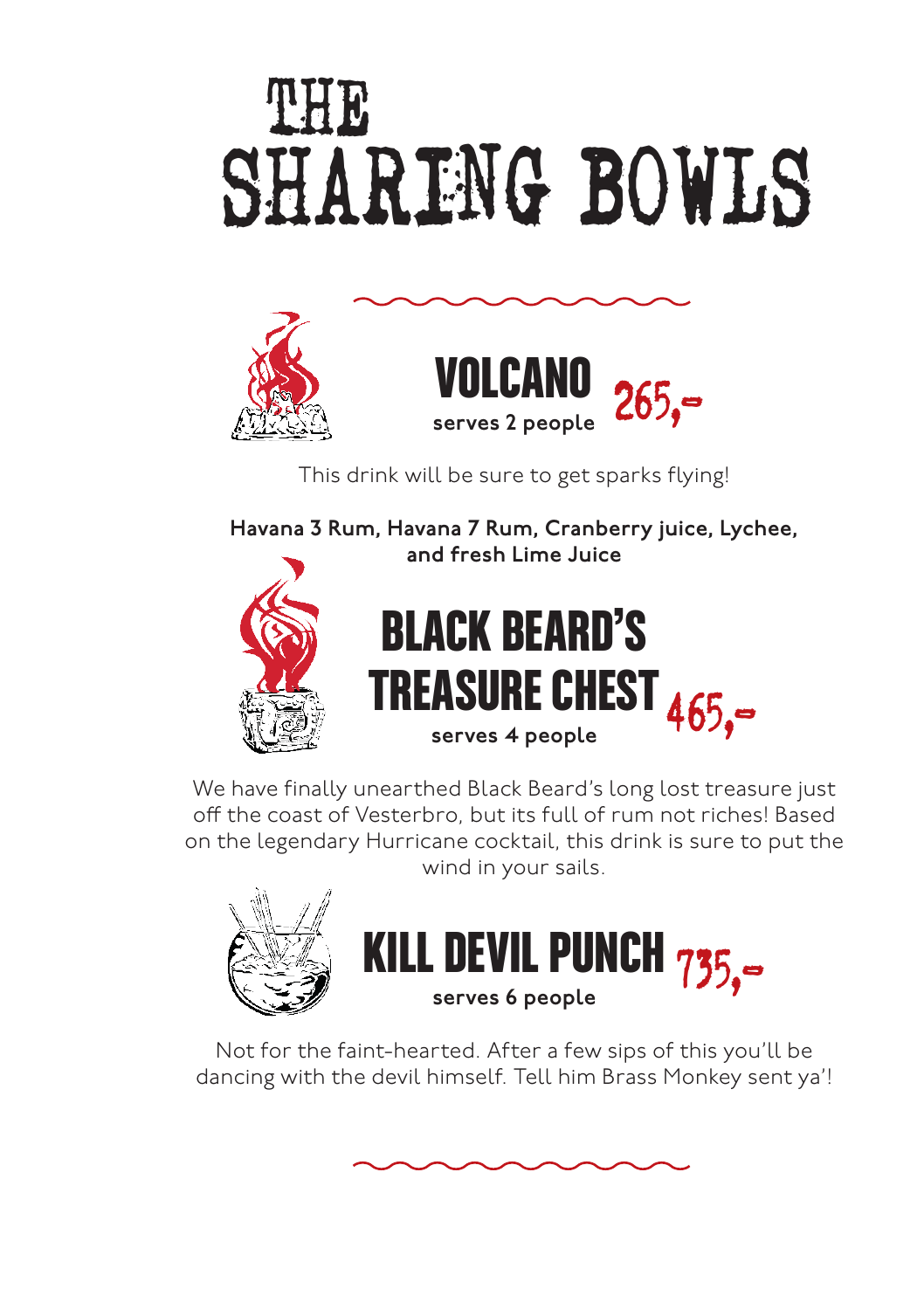# THE SHARING BOWLS

## VOLCANO 265,-

**serves 2 people**

This drink will be sure to get sparks flying!

**Havana 3 Rum, Havana 7 Rum, Cranberry juice, Lychee, and fresh Lime Juice**

## BLACK BEARD'S TREASURE CHEST 465,-

**serves 4 people**

We have finally unearthed Black Beard's long lost treasure just off the coast of Vesterbro, but its full of rum not riches! Based on the legendary Hurricane cocktail, this drink is sure to put the wind in your sails.

## KILL DEVIL PUNCH 735,-

**serves 6 people**

Not for the faint-hearted. After a few sips of this you'll be dancing with the devil himself. Tell him Brass Monkey sent ya'!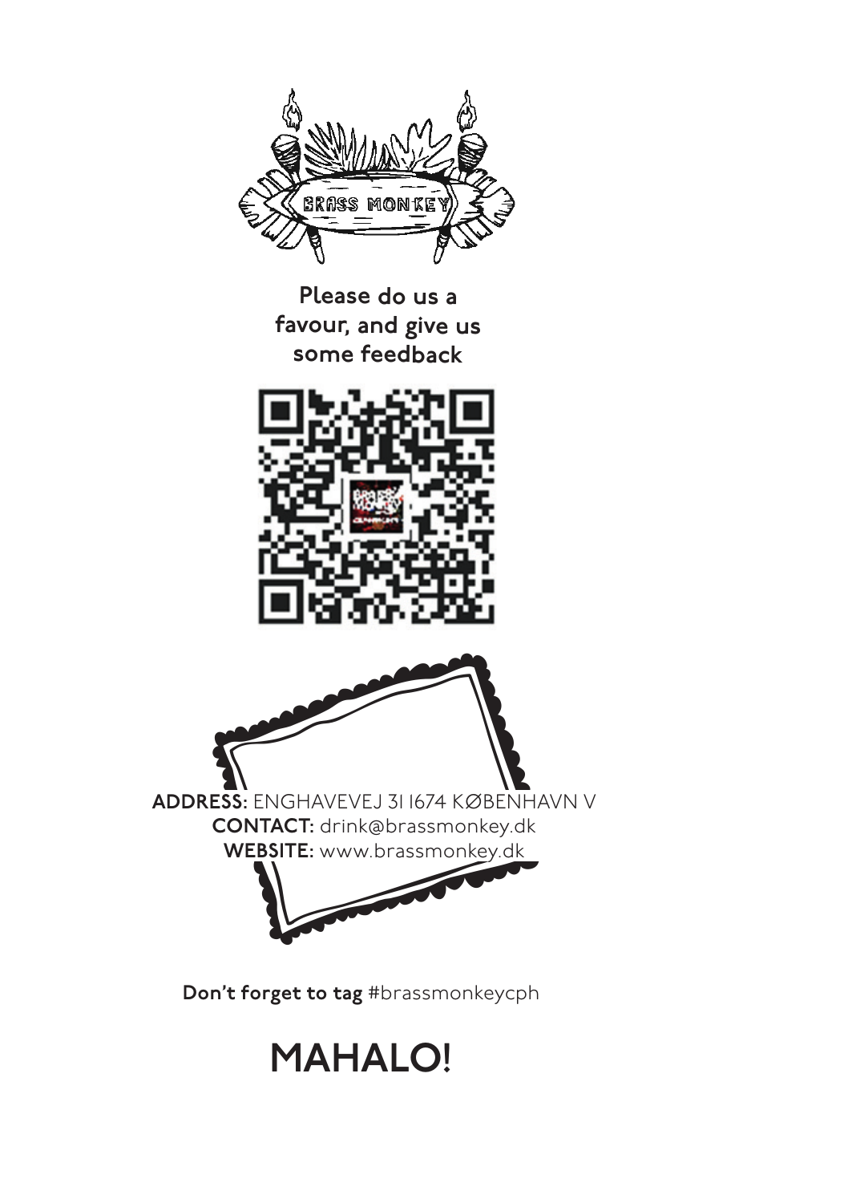BRASS MONKEY

**Please do us a favour, and give us some feedback**

**ADDRESS:** ENGHAVEVEJ 31 1674 KØBENHAVN V
**CONTACT:** drink@brassmonkey.dk
**WEBSITE:** www.brassmonkey.dk

**Don't forget to tag** #brassmonkeycph

# MAHALO!